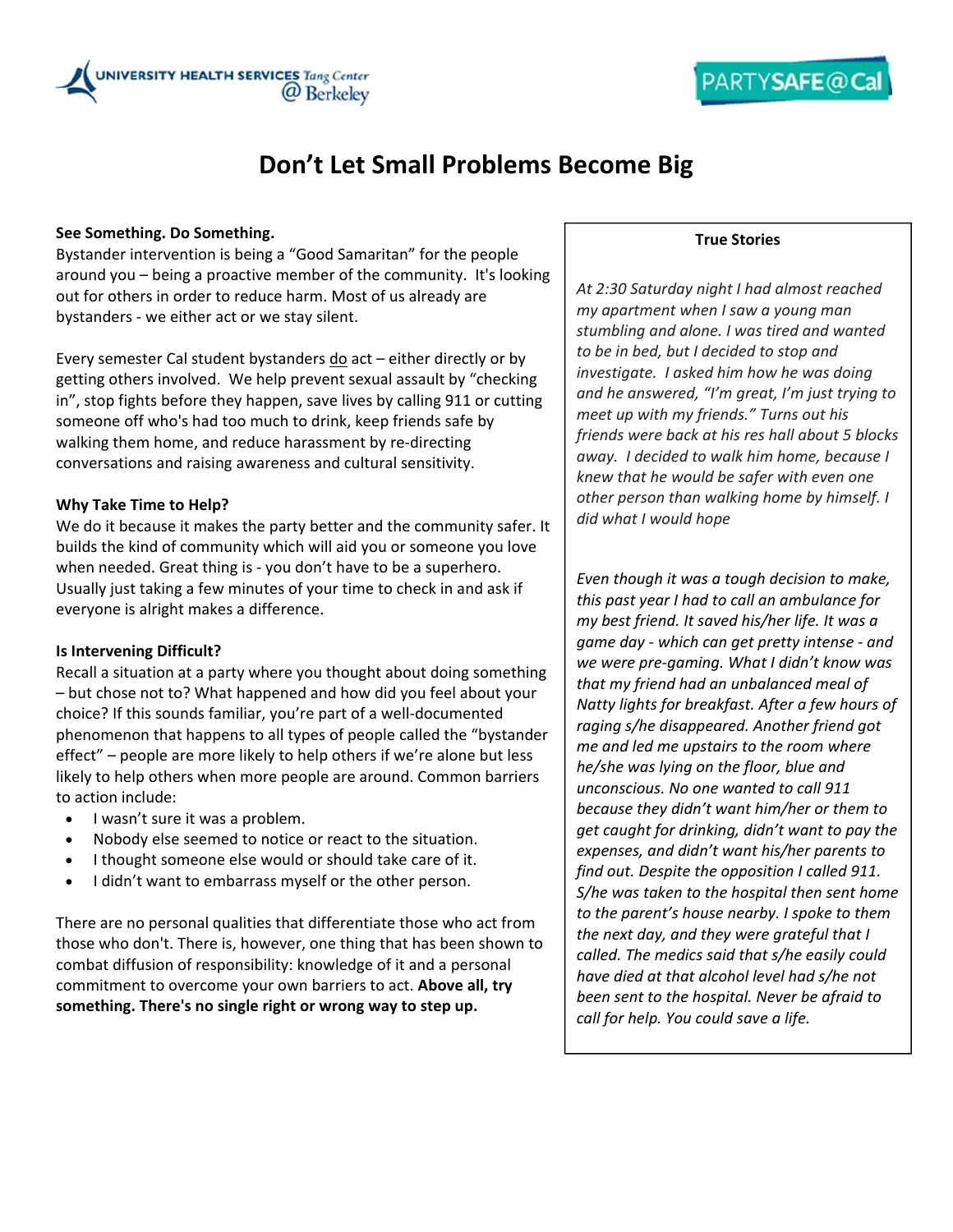# Don't Let Small Problems Become Big

**See Something. Do Something.**

Bystander intervention is being a "Good Samaritan" for the people around you – being a proactive member of the community. It's looking out for others in order to reduce harm. Most of us already are bystanders - we either act or we stay silent.

Every semester Cal student bystanders <u>do</u> act – either directly or by getting others involved. We help prevent sexual assault by "checking in", stop fights before they happen, save lives by calling 911 or cutting someone off who's had too much to drink, keep friends safe by walking them home, and reduce harassment by re-directing conversations and raising awareness and cultural sensitivity.

**Why Take Time to Help?**

We do it because it makes the party better and the community safer. It builds the kind of community which will aid you or someone you love when needed. Great thing is - you don't have to be a superhero. Usually just taking a few minutes of your time to check in and ask if everyone is alright makes a difference.

**Is Intervening Difficult?**

Recall a situation at a party where you thought about doing something – but chose not to? What happened and how did you feel about your choice? If this sounds familiar, you're part of a well-documented phenomenon that happens to all types of people called the "bystander effect" – people are more likely to help others if we're alone but less likely to help others when more people are around. Common barriers to action include:

- I wasn't sure it was a problem.
- Nobody else seemed to notice or react to the situation.
- I thought someone else would or should take care of it.
- I didn't want to embarrass myself or the other person.

There are no personal qualities that differentiate those who act from those who don't. There is, however, one thing that has been shown to combat diffusion of responsibility: knowledge of it and a personal commitment to overcome your own barriers to act. **Above all, try something. There's no single right or wrong way to step up.**

**True Stories**

*At 2:30 Saturday night I had almost reached my apartment when I saw a young man stumbling and alone. I was tired and wanted to be in bed, but I decided to stop and investigate. I asked him how he was doing and he answered, "I'm great, I'm just trying to meet up with my friends." Turns out his friends were back at his res hall about 5 blocks away. I decided to walk him home, because I knew that he would be safer with even one other person than walking home by himself. I did what I would hope*

*Even though it was a tough decision to make, this past year I had to call an ambulance for my best friend. It saved his/her life. It was a game day - which can get pretty intense - and we were pre-gaming. What I didn't know was that my friend had an unbalanced meal of Natty lights for breakfast. After a few hours of raging s/he disappeared. Another friend got me and led me upstairs to the room where he/she was lying on the floor, blue and unconscious. No one wanted to call 911 because they didn't want him/her or them to get caught for drinking, didn't want to pay the expenses, and didn't want his/her parents to find out. Despite the opposition I called 911. S/he was taken to the hospital then sent home to the parent's house nearby. I spoke to them the next day, and they were grateful that I called. The medics said that s/he easily could have died at that alcohol level had s/he not been sent to the hospital. Never be afraid to call for help. You could save a life.*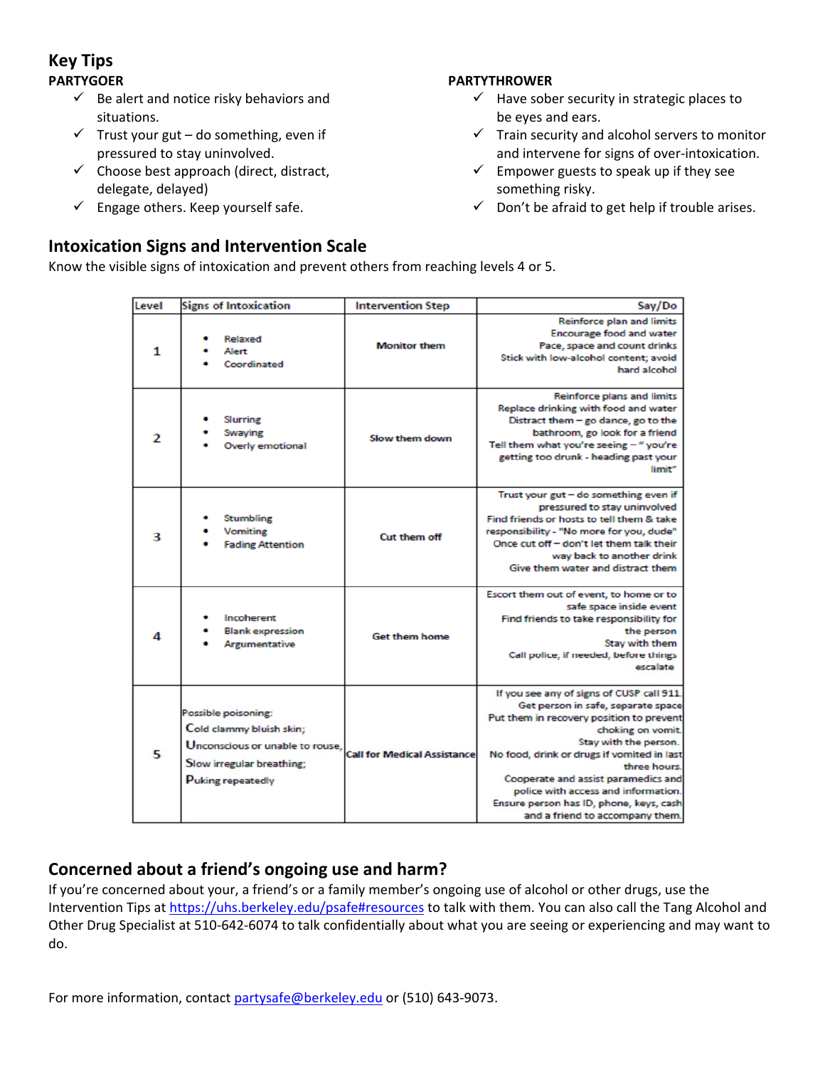## Key Tips

**PARTYGOER**

- ✓ Be alert and notice risky behaviors and situations.
- ✓ Trust your gut – do something, even if pressured to stay uninvolved.
- ✓ Choose best approach (direct, distract, delegate, delayed)
- ✓ Engage others. Keep yourself safe.

**PARTYTHROWER**

- ✓ Have sober security in strategic places to be eyes and ears.
- ✓ Train security and alcohol servers to monitor and intervene for signs of over-intoxication.
- ✓ Empower guests to speak up if they see something risky.
- ✓ Don't be afraid to get help if trouble arises.

## Intoxication Signs and Intervention Scale

Know the visible signs of intoxication and prevent others from reaching levels 4 or 5.

| Level | Signs of Intoxication | Intervention Step | Say/Do |
|---|---|---|---|
| 1 | • Relaxed<br>• Alert<br>• Coordinated | Monitor them | Reinforce plan and limits<br>Encourage food and water<br>Pace, space and count drinks<br>Stick with low-alcohol content; avoid hard alcohol |
| 2 | • Slurring<br>• Swaying<br>• Overly emotional | Slow them down | Reinforce plans and limits<br>Replace drinking with food and water<br>Distract them – go dance, go to the bathroom, go look for a friend<br>Tell them what you're seeing – " you're getting too drunk - heading past your limit" |
| 3 | • Stumbling<br>• Vomiting<br>• Fading Attention | Cut them off | Trust your gut – do something even if pressured to stay uninvolved<br>Find friends or hosts to tell them & take responsibility - "No more for you, dude"<br>Once cut off – don't let them talk their way back to another drink<br>Give them water and distract them |
| 4 | • Incoherent<br>• Blank expression<br>• Argumentative | Get them home | Escort them out of event, to home or to safe space inside event<br>Find friends to take responsibility for the person<br>Stay with them<br>Call police, if needed, before things escalate |
| 5 | Possible poisoning:<br>Cold clammy bluish skin;<br>Unconscious or unable to rouse,<br>Slow irregular breathing;<br>Puking repeatedly | Call for Medical Assistance | If you see any of signs of CUSP call 911.<br>Get person in safe, separate space<br>Put them in recovery position to prevent choking on vomit.<br>Stay with the person.<br>No food, drink or drugs if vomited in last three hours.<br>Cooperate and assist paramedics and police with access and information.<br>Ensure person has ID, phone, keys, cash and a friend to accompany them. |

## Concerned about a friend's ongoing use and harm?

If you're concerned about your, a friend's or a family member's ongoing use of alcohol or other drugs, use the Intervention Tips at https://uhs.berkeley.edu/psafe#resources to talk with them. You can also call the Tang Alcohol and Other Drug Specialist at 510-642-6074 to talk confidentially about what you are seeing or experiencing and may want to do.

For more information, contact partysafe@berkeley.edu or (510) 643-9073.